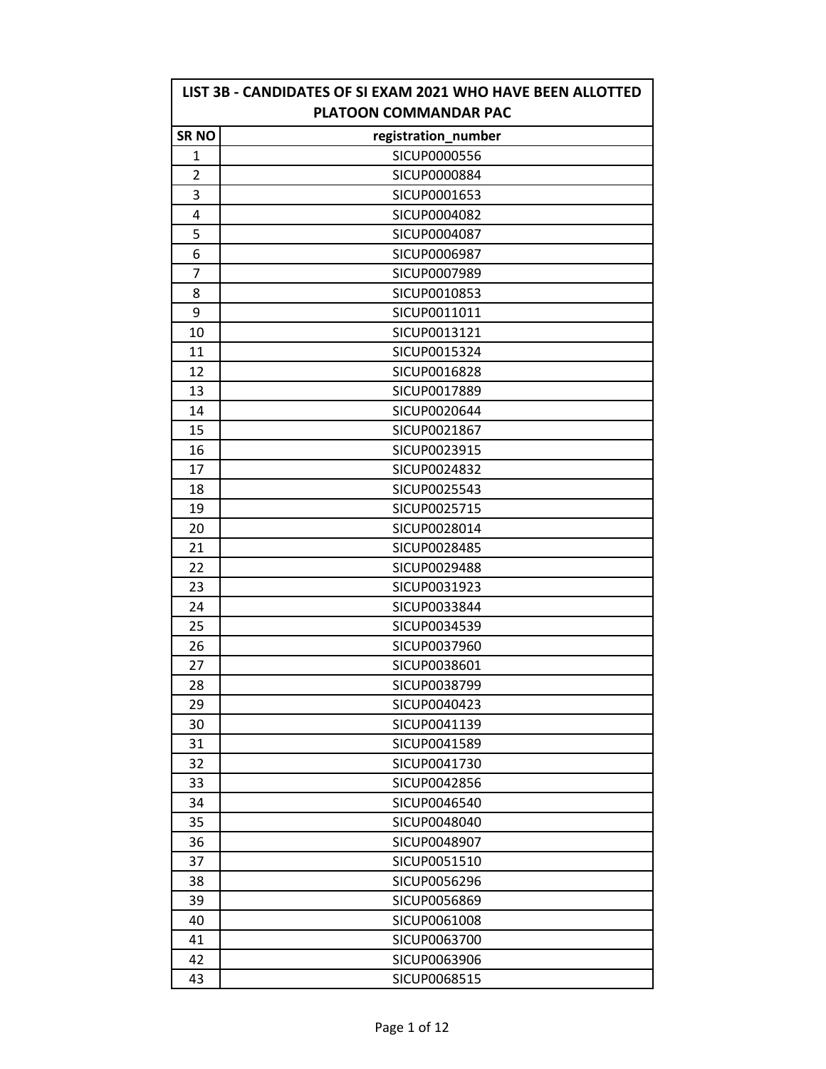| LIST 3B - CANDIDATES OF SI EXAM 2021 WHO HAVE BEEN ALLOTTED PLATOON COMMANDAR PAC | |
|---|---|
| **SR NO** | **registration_number** |
| 1 | SICUP0000556 |
| 2 | SICUP0000884 |
| 3 | SICUP0001653 |
| 4 | SICUP0004082 |
| 5 | SICUP0004087 |
| 6 | SICUP0006987 |
| 7 | SICUP0007989 |
| 8 | SICUP0010853 |
| 9 | SICUP0011011 |
| 10 | SICUP0013121 |
| 11 | SICUP0015324 |
| 12 | SICUP0016828 |
| 13 | SICUP0017889 |
| 14 | SICUP0020644 |
| 15 | SICUP0021867 |
| 16 | SICUP0023915 |
| 17 | SICUP0024832 |
| 18 | SICUP0025543 |
| 19 | SICUP0025715 |
| 20 | SICUP0028014 |
| 21 | SICUP0028485 |
| 22 | SICUP0029488 |
| 23 | SICUP0031923 |
| 24 | SICUP0033844 |
| 25 | SICUP0034539 |
| 26 | SICUP0037960 |
| 27 | SICUP0038601 |
| 28 | SICUP0038799 |
| 29 | SICUP0040423 |
| 30 | SICUP0041139 |
| 31 | SICUP0041589 |
| 32 | SICUP0041730 |
| 33 | SICUP0042856 |
| 34 | SICUP0046540 |
| 35 | SICUP0048040 |
| 36 | SICUP0048907 |
| 37 | SICUP0051510 |
| 38 | SICUP0056296 |
| 39 | SICUP0056869 |
| 40 | SICUP0061008 |
| 41 | SICUP0063700 |
| 42 | SICUP0063906 |
| 43 | SICUP0068515 |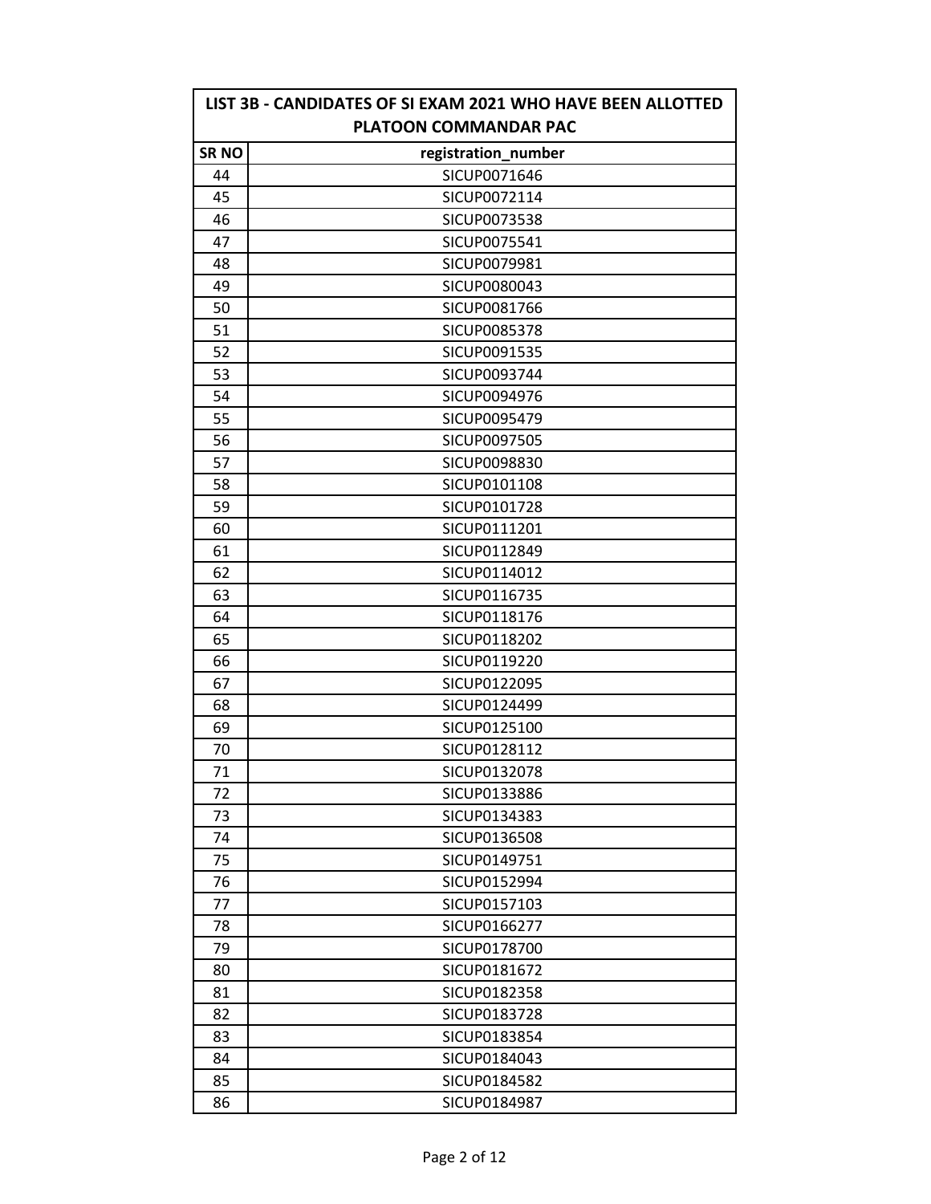| LIST 3B - CANDIDATES OF SI EXAM 2021 WHO HAVE BEEN ALLOTTED PLATOON COMMANDAR PAC | |
|---|---|
| **SR NO** | **registration_number** |
| 44 | SICUP0071646 |
| 45 | SICUP0072114 |
| 46 | SICUP0073538 |
| 47 | SICUP0075541 |
| 48 | SICUP0079981 |
| 49 | SICUP0080043 |
| 50 | SICUP0081766 |
| 51 | SICUP0085378 |
| 52 | SICUP0091535 |
| 53 | SICUP0093744 |
| 54 | SICUP0094976 |
| 55 | SICUP0095479 |
| 56 | SICUP0097505 |
| 57 | SICUP0098830 |
| 58 | SICUP0101108 |
| 59 | SICUP0101728 |
| 60 | SICUP0111201 |
| 61 | SICUP0112849 |
| 62 | SICUP0114012 |
| 63 | SICUP0116735 |
| 64 | SICUP0118176 |
| 65 | SICUP0118202 |
| 66 | SICUP0119220 |
| 67 | SICUP0122095 |
| 68 | SICUP0124499 |
| 69 | SICUP0125100 |
| 70 | SICUP0128112 |
| 71 | SICUP0132078 |
| 72 | SICUP0133886 |
| 73 | SICUP0134383 |
| 74 | SICUP0136508 |
| 75 | SICUP0149751 |
| 76 | SICUP0152994 |
| 77 | SICUP0157103 |
| 78 | SICUP0166277 |
| 79 | SICUP0178700 |
| 80 | SICUP0181672 |
| 81 | SICUP0182358 |
| 82 | SICUP0183728 |
| 83 | SICUP0183854 |
| 84 | SICUP0184043 |
| 85 | SICUP0184582 |
| 86 | SICUP0184987 |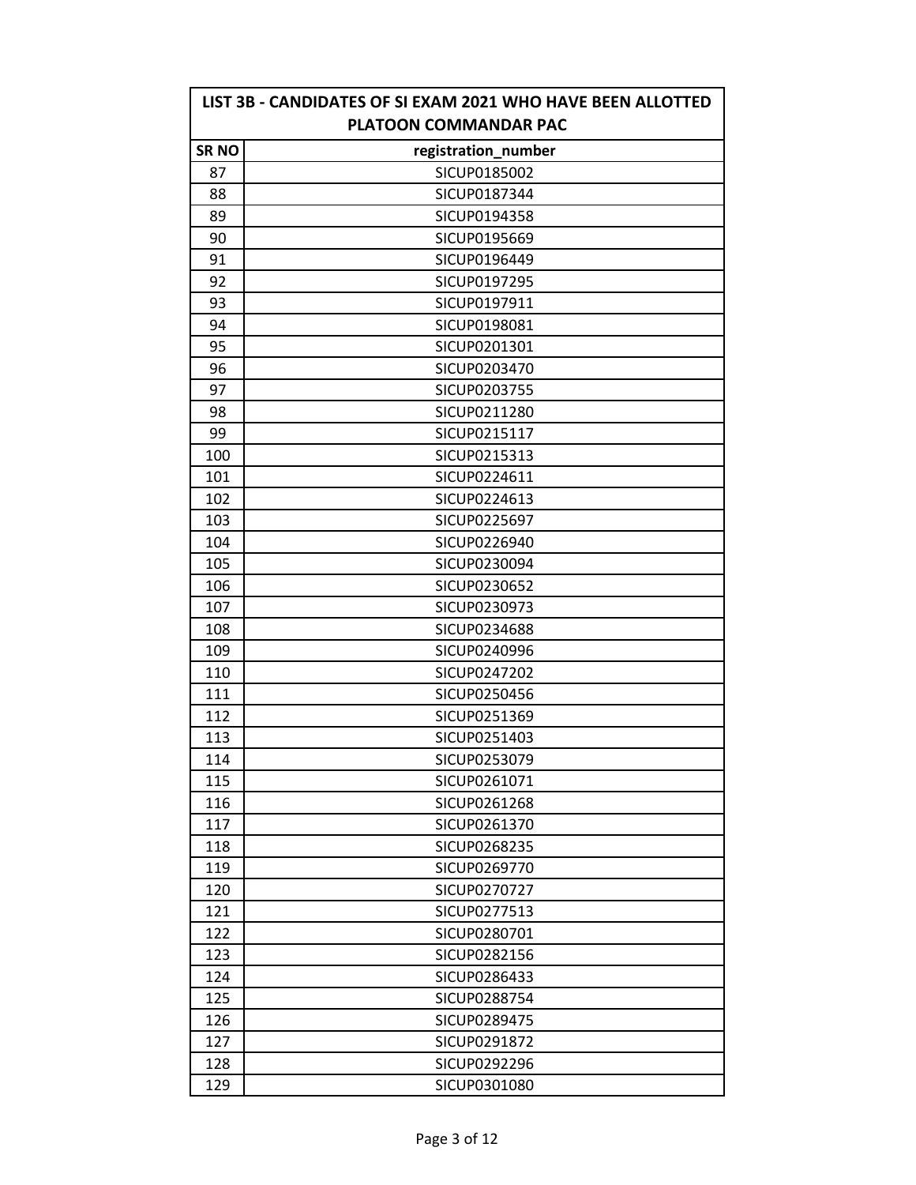| LIST 3B - CANDIDATES OF SI EXAM 2021 WHO HAVE BEEN ALLOTTED PLATOON COMMANDAR PAC | |
|---|---|
| **SR NO** | **registration_number** |
| 87 | SICUP0185002 |
| 88 | SICUP0187344 |
| 89 | SICUP0194358 |
| 90 | SICUP0195669 |
| 91 | SICUP0196449 |
| 92 | SICUP0197295 |
| 93 | SICUP0197911 |
| 94 | SICUP0198081 |
| 95 | SICUP0201301 |
| 96 | SICUP0203470 |
| 97 | SICUP0203755 |
| 98 | SICUP0211280 |
| 99 | SICUP0215117 |
| 100 | SICUP0215313 |
| 101 | SICUP0224611 |
| 102 | SICUP0224613 |
| 103 | SICUP0225697 |
| 104 | SICUP0226940 |
| 105 | SICUP0230094 |
| 106 | SICUP0230652 |
| 107 | SICUP0230973 |
| 108 | SICUP0234688 |
| 109 | SICUP0240996 |
| 110 | SICUP0247202 |
| 111 | SICUP0250456 |
| 112 | SICUP0251369 |
| 113 | SICUP0251403 |
| 114 | SICUP0253079 |
| 115 | SICUP0261071 |
| 116 | SICUP0261268 |
| 117 | SICUP0261370 |
| 118 | SICUP0268235 |
| 119 | SICUP0269770 |
| 120 | SICUP0270727 |
| 121 | SICUP0277513 |
| 122 | SICUP0280701 |
| 123 | SICUP0282156 |
| 124 | SICUP0286433 |
| 125 | SICUP0288754 |
| 126 | SICUP0289475 |
| 127 | SICUP0291872 |
| 128 | SICUP0292296 |
| 129 | SICUP0301080 |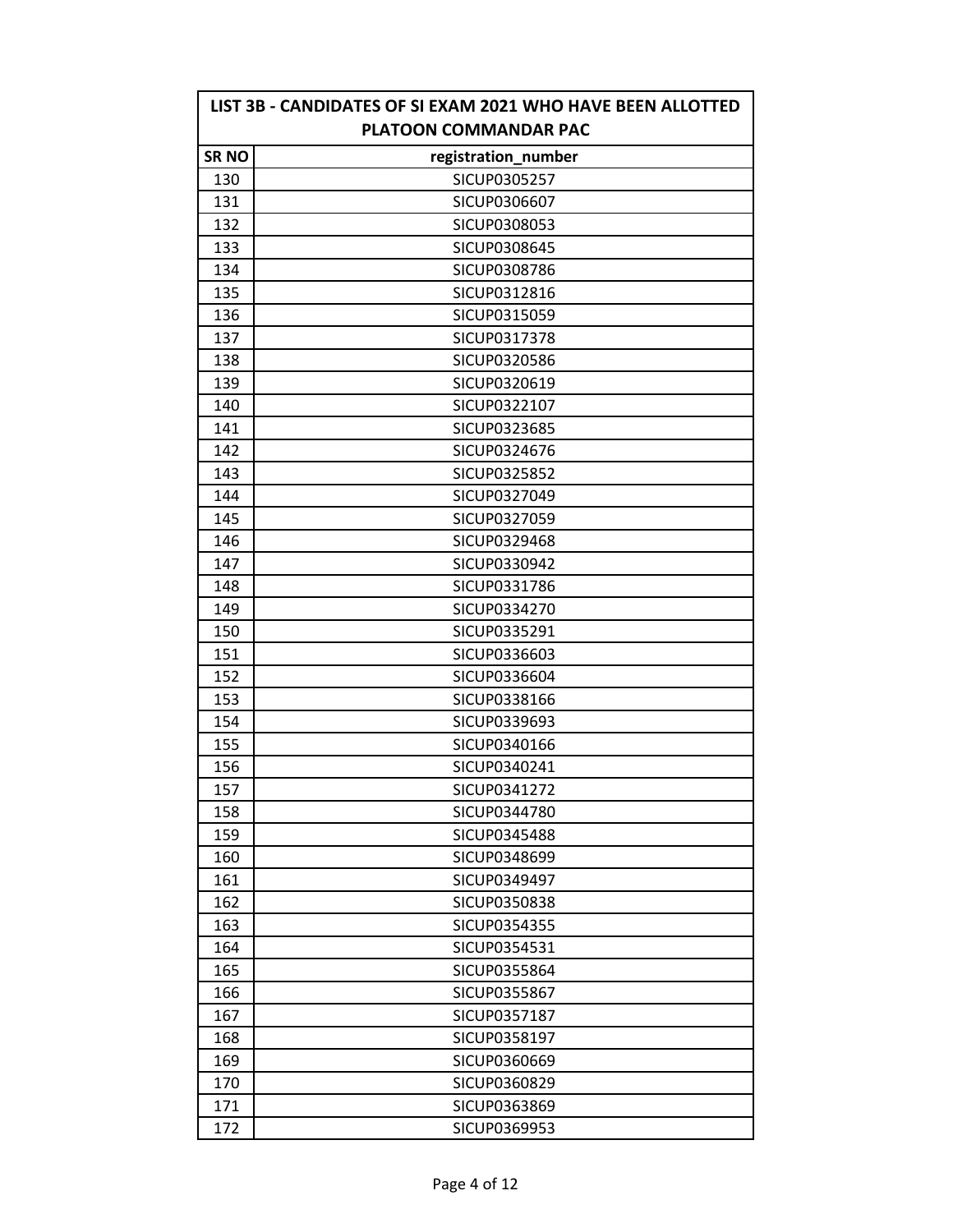| LIST 3B - CANDIDATES OF SI EXAM 2021 WHO HAVE BEEN ALLOTTED PLATOON COMMANDAR PAC | |
|---|---|
| SR NO | registration_number |
| 130 | SICUP0305257 |
| 131 | SICUP0306607 |
| 132 | SICUP0308053 |
| 133 | SICUP0308645 |
| 134 | SICUP0308786 |
| 135 | SICUP0312816 |
| 136 | SICUP0315059 |
| 137 | SICUP0317378 |
| 138 | SICUP0320586 |
| 139 | SICUP0320619 |
| 140 | SICUP0322107 |
| 141 | SICUP0323685 |
| 142 | SICUP0324676 |
| 143 | SICUP0325852 |
| 144 | SICUP0327049 |
| 145 | SICUP0327059 |
| 146 | SICUP0329468 |
| 147 | SICUP0330942 |
| 148 | SICUP0331786 |
| 149 | SICUP0334270 |
| 150 | SICUP0335291 |
| 151 | SICUP0336603 |
| 152 | SICUP0336604 |
| 153 | SICUP0338166 |
| 154 | SICUP0339693 |
| 155 | SICUP0340166 |
| 156 | SICUP0340241 |
| 157 | SICUP0341272 |
| 158 | SICUP0344780 |
| 159 | SICUP0345488 |
| 160 | SICUP0348699 |
| 161 | SICUP0349497 |
| 162 | SICUP0350838 |
| 163 | SICUP0354355 |
| 164 | SICUP0354531 |
| 165 | SICUP0355864 |
| 166 | SICUP0355867 |
| 167 | SICUP0357187 |
| 168 | SICUP0358197 |
| 169 | SICUP0360669 |
| 170 | SICUP0360829 |
| 171 | SICUP0363869 |
| 172 | SICUP0369953 |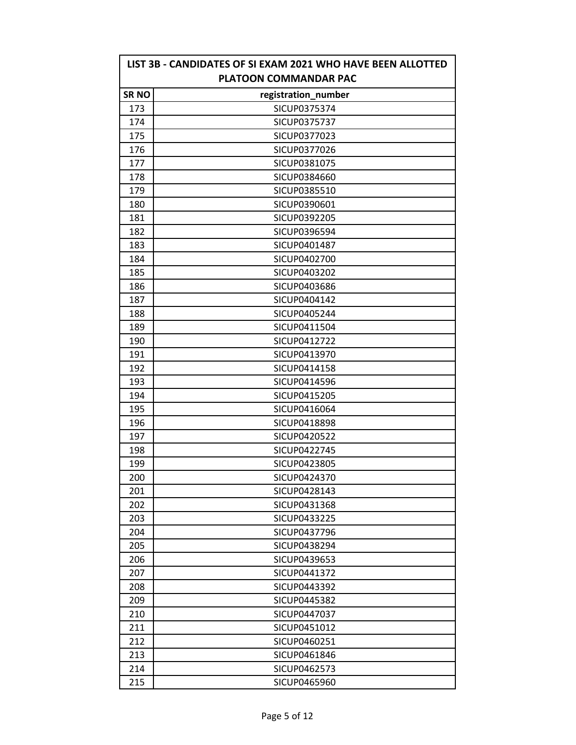| LIST 3B - CANDIDATES OF SI EXAM 2021 WHO HAVE BEEN ALLOTTED PLATOON COMMANDAR PAC | |
|---|---|
| **SR NO** | **registration_number** |
| 173 | SICUP0375374 |
| 174 | SICUP0375737 |
| 175 | SICUP0377023 |
| 176 | SICUP0377026 |
| 177 | SICUP0381075 |
| 178 | SICUP0384660 |
| 179 | SICUP0385510 |
| 180 | SICUP0390601 |
| 181 | SICUP0392205 |
| 182 | SICUP0396594 |
| 183 | SICUP0401487 |
| 184 | SICUP0402700 |
| 185 | SICUP0403202 |
| 186 | SICUP0403686 |
| 187 | SICUP0404142 |
| 188 | SICUP0405244 |
| 189 | SICUP0411504 |
| 190 | SICUP0412722 |
| 191 | SICUP0413970 |
| 192 | SICUP0414158 |
| 193 | SICUP0414596 |
| 194 | SICUP0415205 |
| 195 | SICUP0416064 |
| 196 | SICUP0418898 |
| 197 | SICUP0420522 |
| 198 | SICUP0422745 |
| 199 | SICUP0423805 |
| 200 | SICUP0424370 |
| 201 | SICUP0428143 |
| 202 | SICUP0431368 |
| 203 | SICUP0433225 |
| 204 | SICUP0437796 |
| 205 | SICUP0438294 |
| 206 | SICUP0439653 |
| 207 | SICUP0441372 |
| 208 | SICUP0443392 |
| 209 | SICUP0445382 |
| 210 | SICUP0447037 |
| 211 | SICUP0451012 |
| 212 | SICUP0460251 |
| 213 | SICUP0461846 |
| 214 | SICUP0462573 |
| 215 | SICUP0465960 |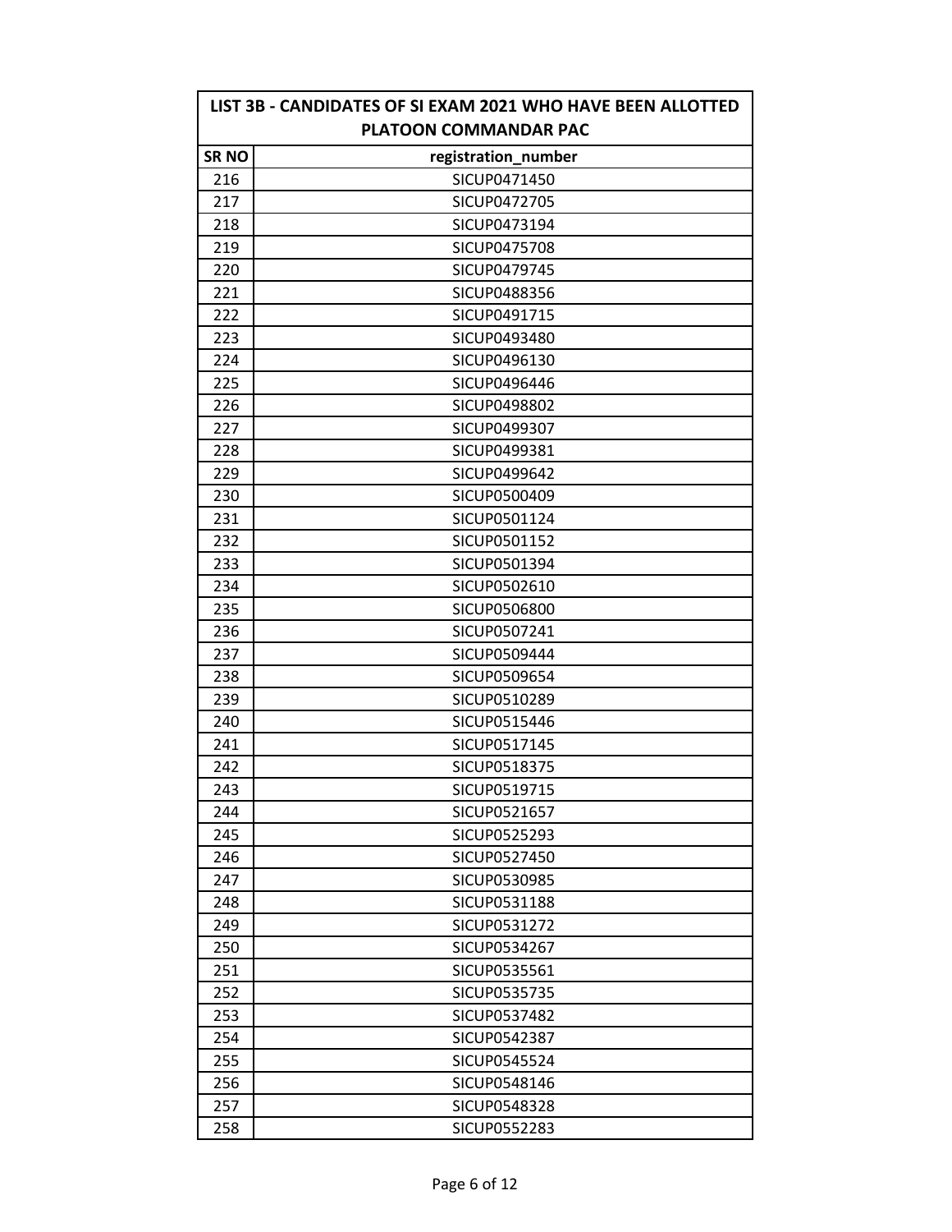| LIST 3B - CANDIDATES OF SI EXAM 2021 WHO HAVE BEEN ALLOTTED PLATOON COMMANDAR PAC | |
|---|---|
| **SR NO** | **registration_number** |
| 216 | SICUP0471450 |
| 217 | SICUP0472705 |
| 218 | SICUP0473194 |
| 219 | SICUP0475708 |
| 220 | SICUP0479745 |
| 221 | SICUP0488356 |
| 222 | SICUP0491715 |
| 223 | SICUP0493480 |
| 224 | SICUP0496130 |
| 225 | SICUP0496446 |
| 226 | SICUP0498802 |
| 227 | SICUP0499307 |
| 228 | SICUP0499381 |
| 229 | SICUP0499642 |
| 230 | SICUP0500409 |
| 231 | SICUP0501124 |
| 232 | SICUP0501152 |
| 233 | SICUP0501394 |
| 234 | SICUP0502610 |
| 235 | SICUP0506800 |
| 236 | SICUP0507241 |
| 237 | SICUP0509444 |
| 238 | SICUP0509654 |
| 239 | SICUP0510289 |
| 240 | SICUP0515446 |
| 241 | SICUP0517145 |
| 242 | SICUP0518375 |
| 243 | SICUP0519715 |
| 244 | SICUP0521657 |
| 245 | SICUP0525293 |
| 246 | SICUP0527450 |
| 247 | SICUP0530985 |
| 248 | SICUP0531188 |
| 249 | SICUP0531272 |
| 250 | SICUP0534267 |
| 251 | SICUP0535561 |
| 252 | SICUP0535735 |
| 253 | SICUP0537482 |
| 254 | SICUP0542387 |
| 255 | SICUP0545524 |
| 256 | SICUP0548146 |
| 257 | SICUP0548328 |
| 258 | SICUP0552283 |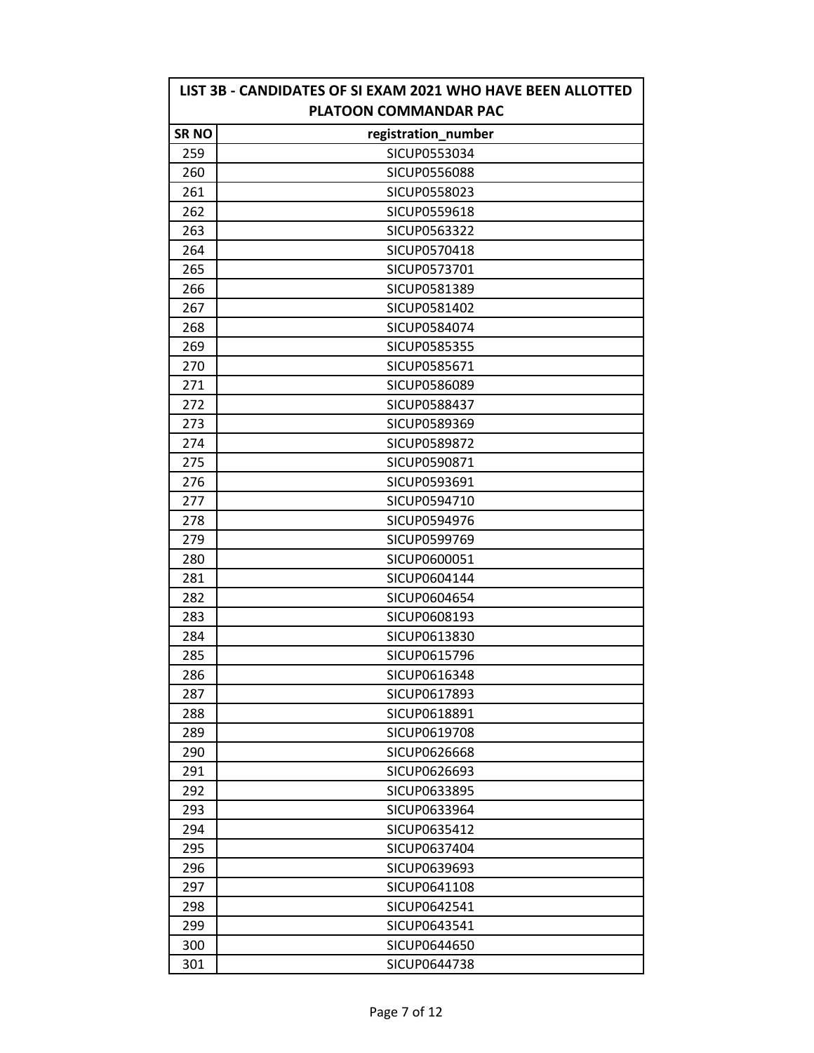| LIST 3B - CANDIDATES OF SI EXAM 2021 WHO HAVE BEEN ALLOTTED PLATOON COMMANDAR PAC | |
|---|---|
| **SR NO** | **registration_number** |
| 259 | SICUP0553034 |
| 260 | SICUP0556088 |
| 261 | SICUP0558023 |
| 262 | SICUP0559618 |
| 263 | SICUP0563322 |
| 264 | SICUP0570418 |
| 265 | SICUP0573701 |
| 266 | SICUP0581389 |
| 267 | SICUP0581402 |
| 268 | SICUP0584074 |
| 269 | SICUP0585355 |
| 270 | SICUP0585671 |
| 271 | SICUP0586089 |
| 272 | SICUP0588437 |
| 273 | SICUP0589369 |
| 274 | SICUP0589872 |
| 275 | SICUP0590871 |
| 276 | SICUP0593691 |
| 277 | SICUP0594710 |
| 278 | SICUP0594976 |
| 279 | SICUP0599769 |
| 280 | SICUP0600051 |
| 281 | SICUP0604144 |
| 282 | SICUP0604654 |
| 283 | SICUP0608193 |
| 284 | SICUP0613830 |
| 285 | SICUP0615796 |
| 286 | SICUP0616348 |
| 287 | SICUP0617893 |
| 288 | SICUP0618891 |
| 289 | SICUP0619708 |
| 290 | SICUP0626668 |
| 291 | SICUP0626693 |
| 292 | SICUP0633895 |
| 293 | SICUP0633964 |
| 294 | SICUP0635412 |
| 295 | SICUP0637404 |
| 296 | SICUP0639693 |
| 297 | SICUP0641108 |
| 298 | SICUP0642541 |
| 299 | SICUP0643541 |
| 300 | SICUP0644650 |
| 301 | SICUP0644738 |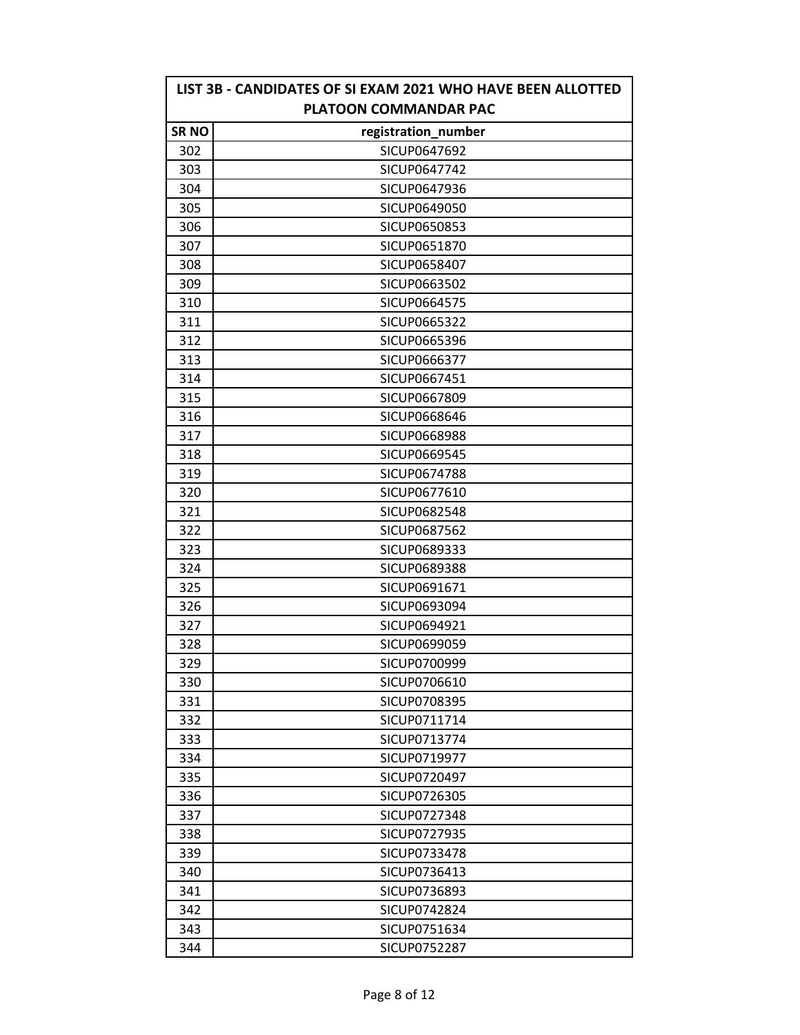| LIST 3B - CANDIDATES OF SI EXAM 2021 WHO HAVE BEEN ALLOTTED PLATOON COMMANDAR PAC | |
|---|---|
| **SR NO** | **registration_number** |
| 302 | SICUP0647692 |
| 303 | SICUP0647742 |
| 304 | SICUP0647936 |
| 305 | SICUP0649050 |
| 306 | SICUP0650853 |
| 307 | SICUP0651870 |
| 308 | SICUP0658407 |
| 309 | SICUP0663502 |
| 310 | SICUP0664575 |
| 311 | SICUP0665322 |
| 312 | SICUP0665396 |
| 313 | SICUP0666377 |
| 314 | SICUP0667451 |
| 315 | SICUP0667809 |
| 316 | SICUP0668646 |
| 317 | SICUP0668988 |
| 318 | SICUP0669545 |
| 319 | SICUP0674788 |
| 320 | SICUP0677610 |
| 321 | SICUP0682548 |
| 322 | SICUP0687562 |
| 323 | SICUP0689333 |
| 324 | SICUP0689388 |
| 325 | SICUP0691671 |
| 326 | SICUP0693094 |
| 327 | SICUP0694921 |
| 328 | SICUP0699059 |
| 329 | SICUP0700999 |
| 330 | SICUP0706610 |
| 331 | SICUP0708395 |
| 332 | SICUP0711714 |
| 333 | SICUP0713774 |
| 334 | SICUP0719977 |
| 335 | SICUP0720497 |
| 336 | SICUP0726305 |
| 337 | SICUP0727348 |
| 338 | SICUP0727935 |
| 339 | SICUP0733478 |
| 340 | SICUP0736413 |
| 341 | SICUP0736893 |
| 342 | SICUP0742824 |
| 343 | SICUP0751634 |
| 344 | SICUP0752287 |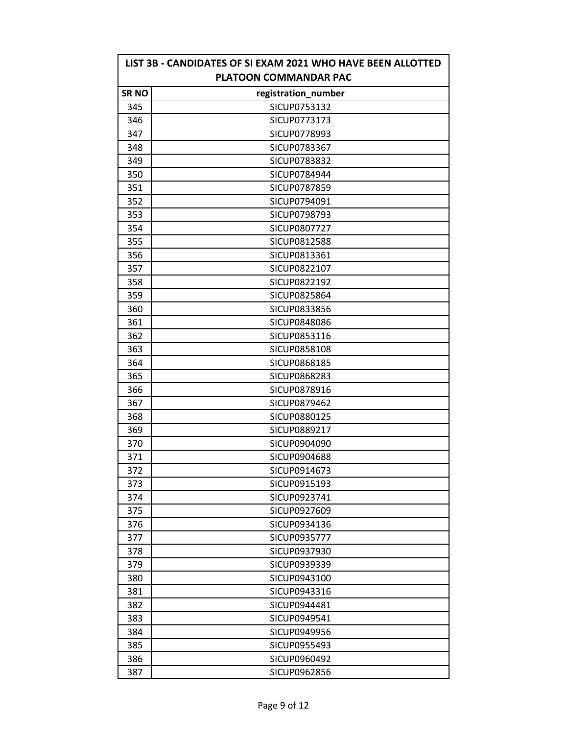| LIST 3B - CANDIDATES OF SI EXAM 2021 WHO HAVE BEEN ALLOTTED PLATOON COMMANDAR PAC | |
|---|---|
| **SR NO** | **registration_number** |
| 345 | SICUP0753132 |
| 346 | SICUP0773173 |
| 347 | SICUP0778993 |
| 348 | SICUP0783367 |
| 349 | SICUP0783832 |
| 350 | SICUP0784944 |
| 351 | SICUP0787859 |
| 352 | SICUP0794091 |
| 353 | SICUP0798793 |
| 354 | SICUP0807727 |
| 355 | SICUP0812588 |
| 356 | SICUP0813361 |
| 357 | SICUP0822107 |
| 358 | SICUP0822192 |
| 359 | SICUP0825864 |
| 360 | SICUP0833856 |
| 361 | SICUP0848086 |
| 362 | SICUP0853116 |
| 363 | SICUP0858108 |
| 364 | SICUP0868185 |
| 365 | SICUP0868283 |
| 366 | SICUP0878916 |
| 367 | SICUP0879462 |
| 368 | SICUP0880125 |
| 369 | SICUP0889217 |
| 370 | SICUP0904090 |
| 371 | SICUP0904688 |
| 372 | SICUP0914673 |
| 373 | SICUP0915193 |
| 374 | SICUP0923741 |
| 375 | SICUP0927609 |
| 376 | SICUP0934136 |
| 377 | SICUP0935777 |
| 378 | SICUP0937930 |
| 379 | SICUP0939339 |
| 380 | SICUP0943100 |
| 381 | SICUP0943316 |
| 382 | SICUP0944481 |
| 383 | SICUP0949541 |
| 384 | SICUP0949956 |
| 385 | SICUP0955493 |
| 386 | SICUP0960492 |
| 387 | SICUP0962856 |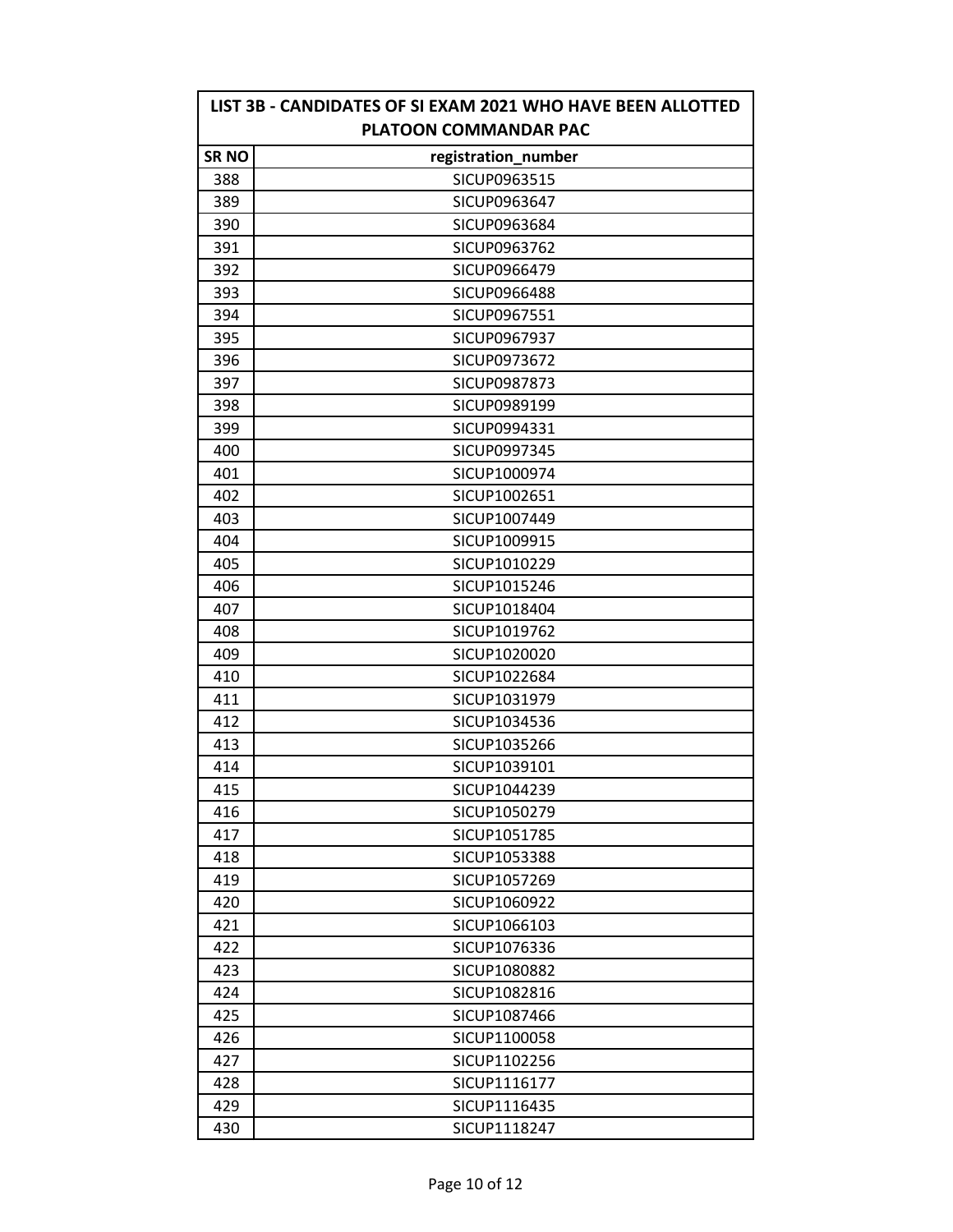| LIST 3B - CANDIDATES OF SI EXAM 2021 WHO HAVE BEEN ALLOTTED PLATOON COMMANDAR PAC | |
|---|---|
| **SR NO** | **registration_number** |
| 388 | SICUP0963515 |
| 389 | SICUP0963647 |
| 390 | SICUP0963684 |
| 391 | SICUP0963762 |
| 392 | SICUP0966479 |
| 393 | SICUP0966488 |
| 394 | SICUP0967551 |
| 395 | SICUP0967937 |
| 396 | SICUP0973672 |
| 397 | SICUP0987873 |
| 398 | SICUP0989199 |
| 399 | SICUP0994331 |
| 400 | SICUP0997345 |
| 401 | SICUP1000974 |
| 402 | SICUP1002651 |
| 403 | SICUP1007449 |
| 404 | SICUP1009915 |
| 405 | SICUP1010229 |
| 406 | SICUP1015246 |
| 407 | SICUP1018404 |
| 408 | SICUP1019762 |
| 409 | SICUP1020020 |
| 410 | SICUP1022684 |
| 411 | SICUP1031979 |
| 412 | SICUP1034536 |
| 413 | SICUP1035266 |
| 414 | SICUP1039101 |
| 415 | SICUP1044239 |
| 416 | SICUP1050279 |
| 417 | SICUP1051785 |
| 418 | SICUP1053388 |
| 419 | SICUP1057269 |
| 420 | SICUP1060922 |
| 421 | SICUP1066103 |
| 422 | SICUP1076336 |
| 423 | SICUP1080882 |
| 424 | SICUP1082816 |
| 425 | SICUP1087466 |
| 426 | SICUP1100058 |
| 427 | SICUP1102256 |
| 428 | SICUP1116177 |
| 429 | SICUP1116435 |
| 430 | SICUP1118247 |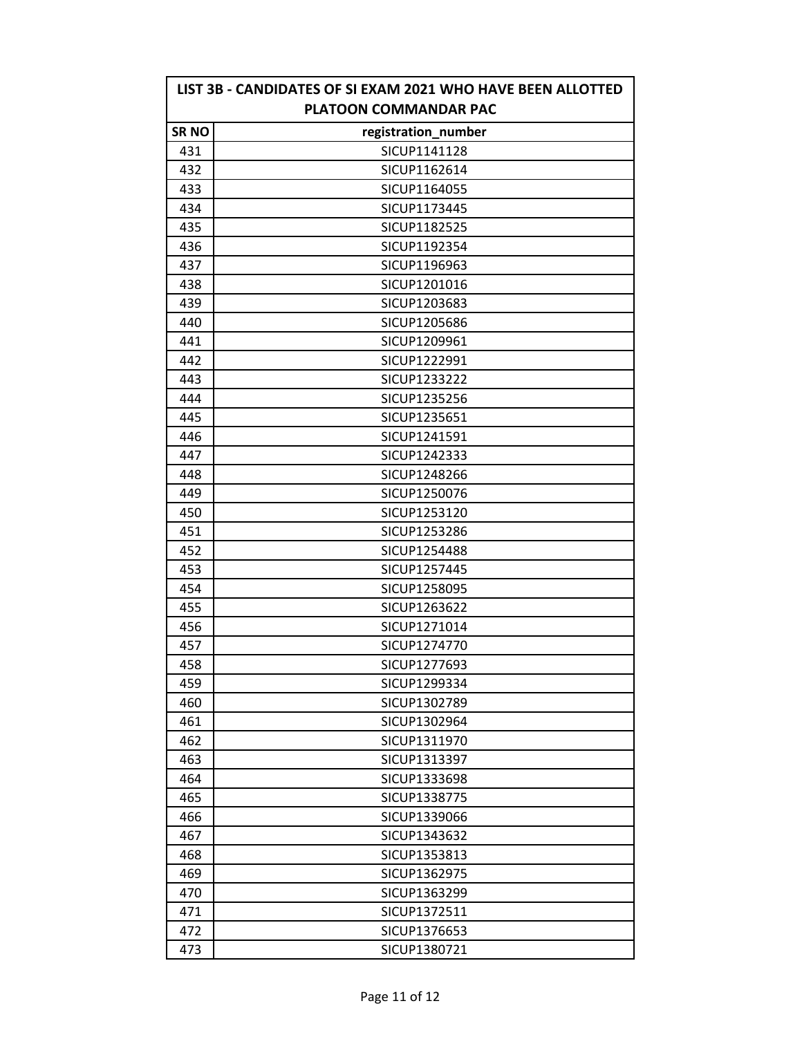| LIST 3B - CANDIDATES OF SI EXAM 2021 WHO HAVE BEEN ALLOTTED PLATOON COMMANDAR PAC | |
|---|---|
| **SR NO** | **registration_number** |
| 431 | SICUP1141128 |
| 432 | SICUP1162614 |
| 433 | SICUP1164055 |
| 434 | SICUP1173445 |
| 435 | SICUP1182525 |
| 436 | SICUP1192354 |
| 437 | SICUP1196963 |
| 438 | SICUP1201016 |
| 439 | SICUP1203683 |
| 440 | SICUP1205686 |
| 441 | SICUP1209961 |
| 442 | SICUP1222991 |
| 443 | SICUP1233222 |
| 444 | SICUP1235256 |
| 445 | SICUP1235651 |
| 446 | SICUP1241591 |
| 447 | SICUP1242333 |
| 448 | SICUP1248266 |
| 449 | SICUP1250076 |
| 450 | SICUP1253120 |
| 451 | SICUP1253286 |
| 452 | SICUP1254488 |
| 453 | SICUP1257445 |
| 454 | SICUP1258095 |
| 455 | SICUP1263622 |
| 456 | SICUP1271014 |
| 457 | SICUP1274770 |
| 458 | SICUP1277693 |
| 459 | SICUP1299334 |
| 460 | SICUP1302789 |
| 461 | SICUP1302964 |
| 462 | SICUP1311970 |
| 463 | SICUP1313397 |
| 464 | SICUP1333698 |
| 465 | SICUP1338775 |
| 466 | SICUP1339066 |
| 467 | SICUP1343632 |
| 468 | SICUP1353813 |
| 469 | SICUP1362975 |
| 470 | SICUP1363299 |
| 471 | SICUP1372511 |
| 472 | SICUP1376653 |
| 473 | SICUP1380721 |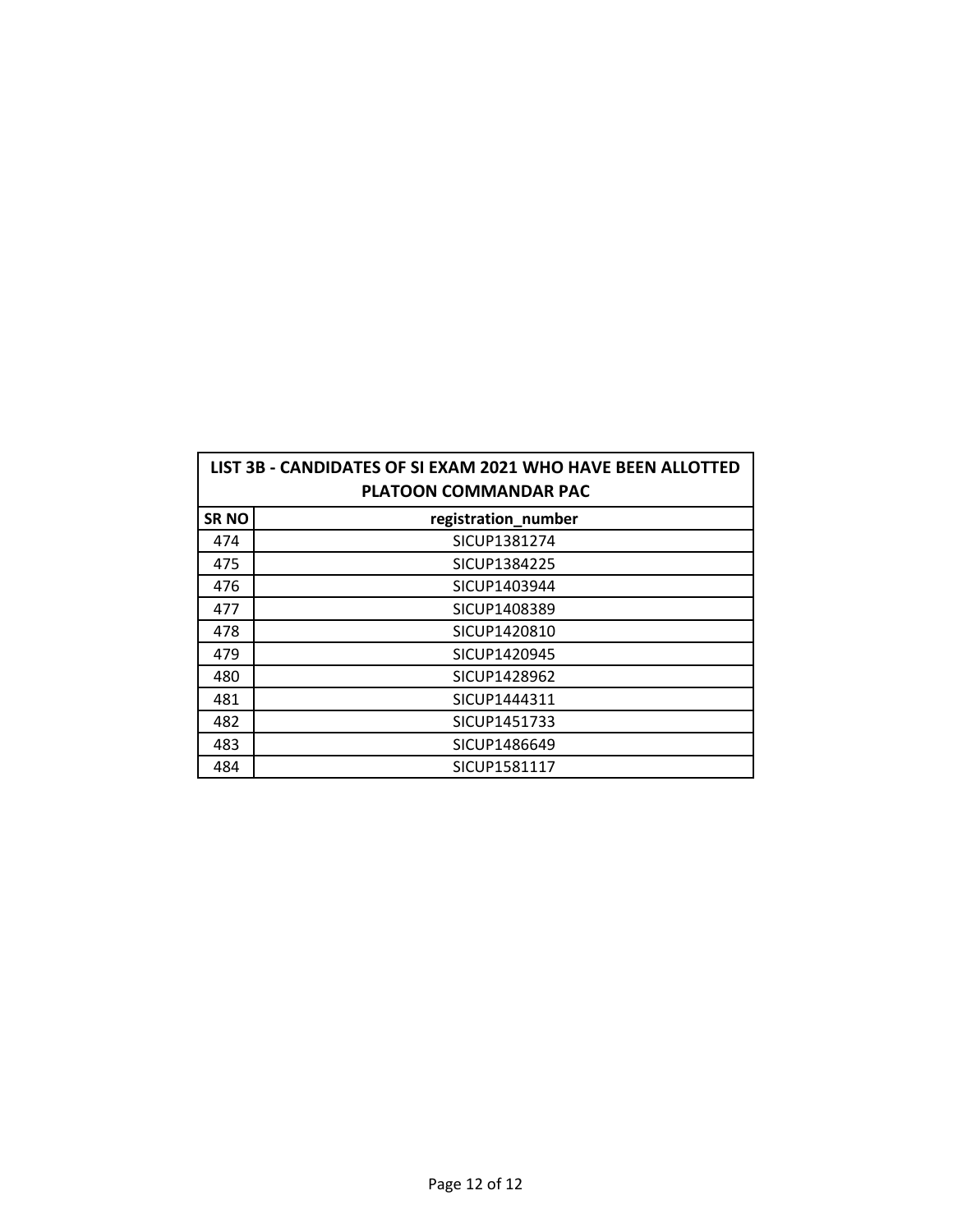| LIST 3B - CANDIDATES OF SI EXAM 2021 WHO HAVE BEEN ALLOTTED PLATOON COMMANDAR PAC | |
|---|---|
| **SR NO** | **registration_number** |
| 474 | SICUP1381274 |
| 475 | SICUP1384225 |
| 476 | SICUP1403944 |
| 477 | SICUP1408389 |
| 478 | SICUP1420810 |
| 479 | SICUP1420945 |
| 480 | SICUP1428962 |
| 481 | SICUP1444311 |
| 482 | SICUP1451733 |
| 483 | SICUP1486649 |
| 484 | SICUP1581117 |